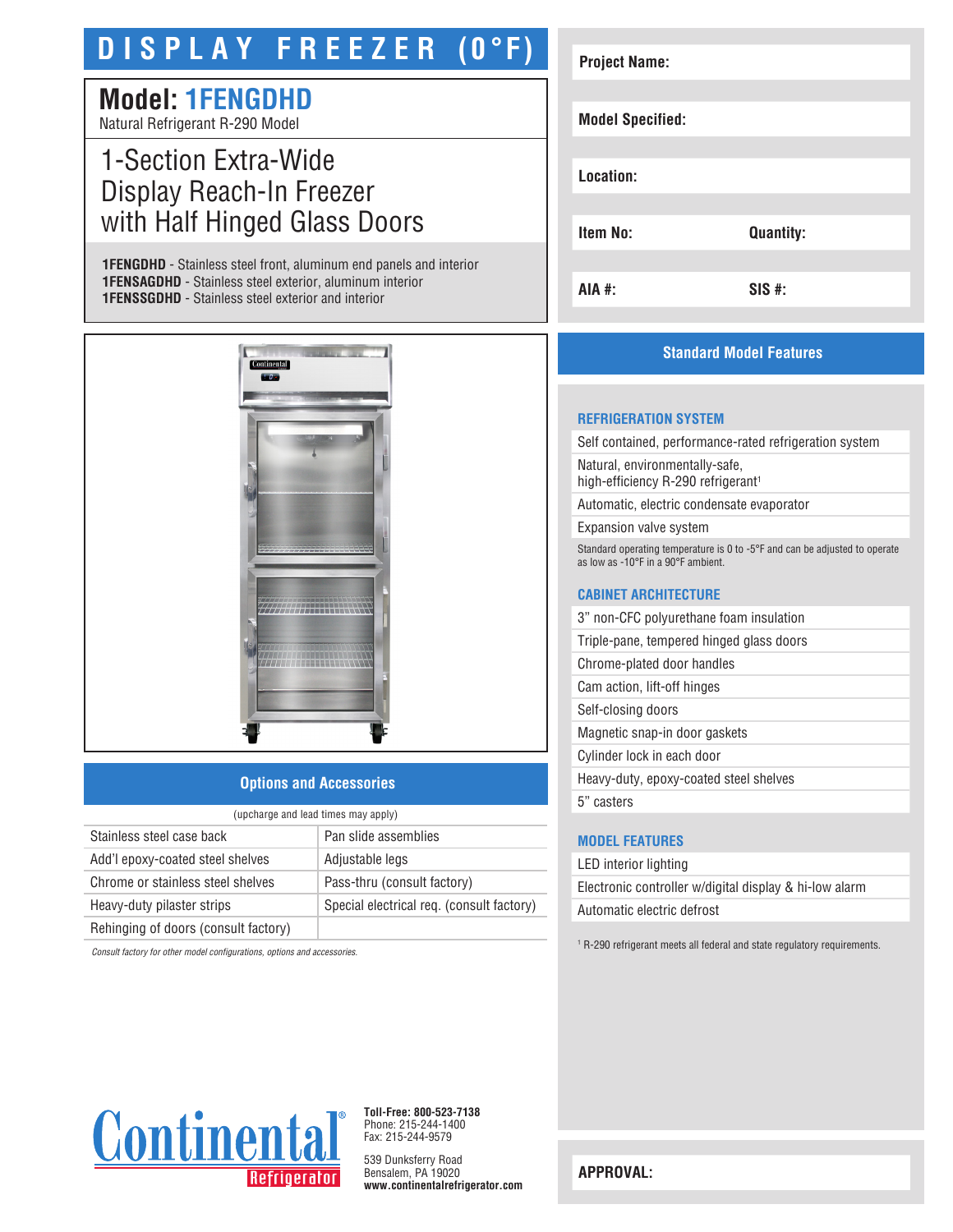# DISPLAY FREEZER (0°F)

## Model: 1FENGDHD

Natural Refrigerant R-290 Model

## 1-Section Extra-Wide Display Reach-In Freezer with Half Hinged Glass Doors

**1FENGDHD** - Stainless steel front, aluminum end panels and interior
**1FENSAGDHD** - Stainless steel exterior, aluminum interior
**1FENSSGDHD** - Stainless steel exterior and interior

| | |
|---|---|
| **Project Name:** | |
| **Model Specified:** | |
| **Location:** | |
| **Item No:** | **Quantity:** |
| **AIA #:** | **SIS #:** |

## Options and Accessories

(upcharge and lead times may apply)

| | |
|---|---|
| Stainless steel case back | Pan slide assemblies |
| Add'l epoxy-coated steel shelves | Adjustable legs |
| Chrome or stainless steel shelves | Pass-thru (consult factory) |
| Heavy-duty pilaster strips | Special electrical req. (consult factory) |
| Rehinging of doors (consult factory) | |

*Consult factory for other model configurations, options and accessories.*

## Standard Model Features

### REFRIGERATION SYSTEM

- Self contained, performance-rated refrigeration system
- Natural, environmentally-safe, high-efficiency R-290 refrigerant[1]
- Automatic, electric condensate evaporator
- Expansion valve system

Standard operating temperature is 0 to -5°F and can be adjusted to operate as low as -10°F in a 90°F ambient.

### CABINET ARCHITECTURE

- 3" non-CFC polyurethane foam insulation
- Triple-pane, tempered hinged glass doors
- Chrome-plated door handles
- Cam action, lift-off hinges
- Self-closing doors
- Magnetic snap-in door gaskets
- Cylinder lock in each door
- Heavy-duty, epoxy-coated steel shelves
- 5" casters

### MODEL FEATURES

- LED interior lighting
- Electronic controller w/digital display & hi-low alarm
- Automatic electric defrost

[1] R-290 refrigerant meets all federal and state regulatory requirements.

Continental Refrigerator

**Toll-Free: 800-523-7138**
Phone: 215-244-1400
Fax: 215-244-9579

539 Dunksferry Road
Bensalem, PA 19020
**www.continentalrefrigerator.com**

**APPROVAL:**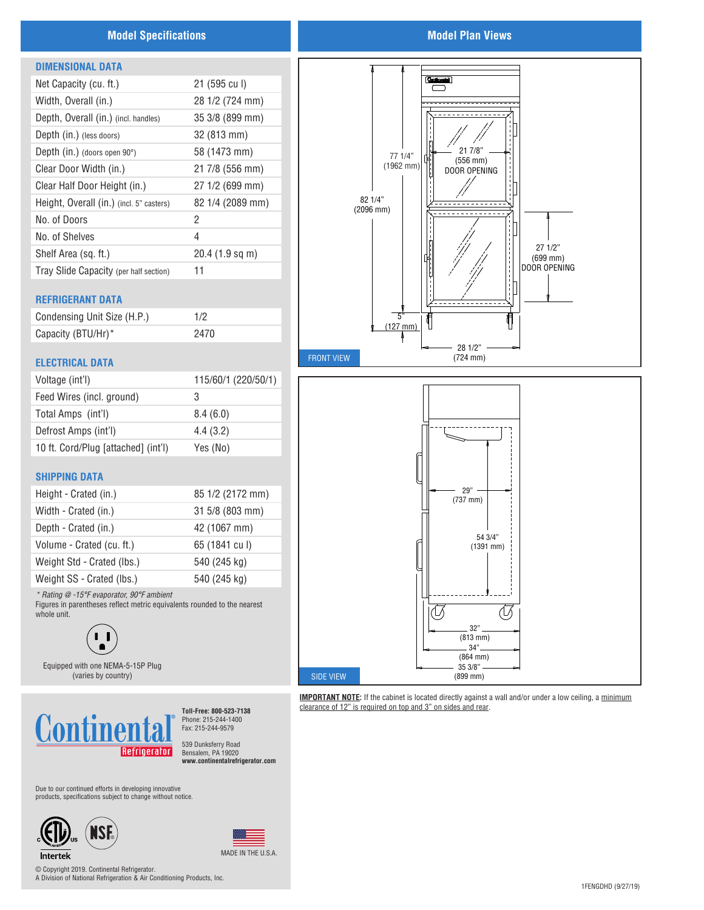## Model Specifications

### DIMENSIONAL DATA

| | |
|---|---|
| Net Capacity (cu. ft.) | 21 (595 cu l) |
| Width, Overall (in.) | 28 1/2 (724 mm) |
| Depth, Overall (in.) (incl. handles) | 35 3/8 (899 mm) |
| Depth (in.) (less doors) | 32 (813 mm) |
| Depth (in.) (doors open 90°) | 58 (1473 mm) |
| Clear Door Width (in.) | 21 7/8 (556 mm) |
| Clear Half Door Height (in.) | 27 1/2 (699 mm) |
| Height, Overall (in.) (incl. 5" casters) | 82 1/4 (2089 mm) |
| No. of Doors | 2 |
| No. of Shelves | 4 |
| Shelf Area (sq. ft.) | 20.4 (1.9 sq m) |
| Tray Slide Capacity (per half section) | 11 |

### REFRIGERANT DATA

| | |
|---|---|
| Condensing Unit Size (H.P.) | 1/2 |
| Capacity (BTU/Hr)* | 2470 |

### ELECTRICAL DATA

| | |
|---|---|
| Voltage (int'l) | 115/60/1 (220/50/1) |
| Feed Wires (incl. ground) | 3 |
| Total Amps (int'l) | 8.4 (6.0) |
| Defrost Amps (int'l) | 4.4 (3.2) |
| 10 ft. Cord/Plug [attached] (int'l) | Yes (No) |

### SHIPPING DATA

| | |
|---|---|
| Height - Crated (in.) | 85 1/2 (2172 mm) |
| Width - Crated (in.) | 31 5/8 (803 mm) |
| Depth - Crated (in.) | 42 (1067 mm) |
| Volume - Crated (cu. ft.) | 65 (1841 cu l) |
| Weight Std - Crated (lbs.) | 540 (245 kg) |
| Weight SS - Crated (lbs.) | 540 (245 kg) |

*\* Rating @ -15°F evaporator, 90°F ambient*

Figures in parentheses reflect metric equivalents rounded to the nearest whole unit.

Equipped with one NEMA-5-15P Plug (varies by country)

**Continental Refrigerator**

**Toll-Free: 800-523-7138**
Phone: 215-244-1400
Fax: 215-244-9579

539 Dunksferry Road
Bensalem, PA 19020
**www.continentalrefrigerator.com**

Due to our continued efforts in developing innovative products, specifications subject to change without notice.

Intertek

MADE IN THE U.S.A.

© Copyright 2019. Continental Refrigerator.
A Division of National Refrigeration & Air Conditioning Products, Inc.

## Model Plan Views

FRONT VIEW

77 1/4" (1962 mm)
82 1/4" (2096 mm)
21 7/8" (556 mm) DOOR OPENING
27 1/2" (699 mm) DOOR OPENING
5" (127 mm)
28 1/2" (724 mm)

SIDE VIEW

29" (737 mm)
54 3/4" (1391 mm)
32" (813 mm)
34" (864 mm)
35 3/8" (899 mm)

**IMPORTANT NOTE:** If the cabinet is located directly against a wall and/or under a low ceiling, a minimum clearance of 12" is required on top and 3" on sides and rear.

1FENGDHD (9/27/19)